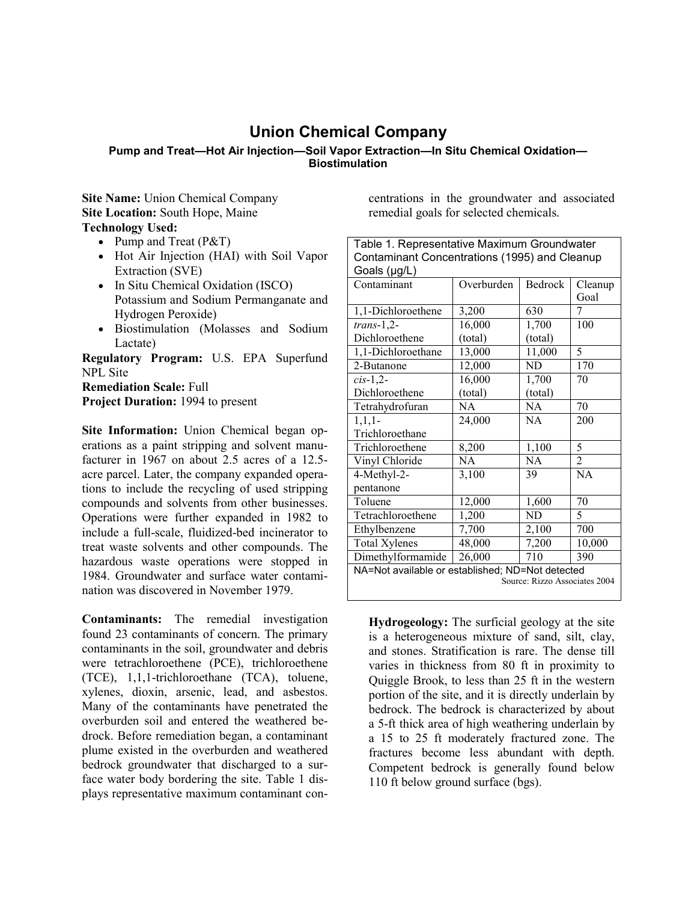# Union Chemical Company

**Pump and Treat—Hot Air Injection—Soil Vapor Extraction—In Situ Chemical Oxidation—Biostimulation**

**Site Name:** Union Chemical Company
**Site Location:** South Hope, Maine
**Technology Used:**

- Pump and Treat (P&T)
- Hot Air Injection (HAI) with Soil Vapor Extraction (SVE)
- In Situ Chemical Oxidation (ISCO) Potassium and Sodium Permanganate and Hydrogen Peroxide)
- Biostimulation (Molasses and Sodium Lactate)

**Regulatory Program:** U.S. EPA Superfund NPL Site
**Remediation Scale:** Full
**Project Duration:** 1994 to present

**Site Information:** Union Chemical began operations as a paint stripping and solvent manufacturer in 1967 on about 2.5 acres of a 12.5-acre parcel. Later, the company expanded operations to include the recycling of used stripping compounds and solvents from other businesses. Operations were further expanded in 1982 to include a full-scale, fluidized-bed incinerator to treat waste solvents and other compounds. The hazardous waste operations were stopped in 1984. Groundwater and surface water contamination was discovered in November 1979.

**Contaminants:** The remedial investigation found 23 contaminants of concern. The primary contaminants in the soil, groundwater and debris were tetrachloroethene (PCE), trichloroethene (TCE), 1,1,1-trichloroethane (TCA), toluene, xylenes, dioxin, arsenic, lead, and asbestos. Many of the contaminants have penetrated the overburden soil and entered the weathered bedrock. Before remediation began, a contaminant plume existed in the overburden and weathered bedrock groundwater that discharged to a surface water body bordering the site. Table 1 displays representative maximum contaminant concentrations in the groundwater and associated remedial goals for selected chemicals.

Table 1. Representative Maximum Groundwater Contaminant Concentrations (1995) and Cleanup Goals (μg/L)

| Contaminant | Overburden | Bedrock | Cleanup Goal |
|---|---|---|---|
| 1,1-Dichloroethene | 3,200 | 630 | 7 |
| *trans*-1,2-Dichloroethene | 16,000 (total) | 1,700 (total) | 100 |
| 1,1-Dichloroethane | 13,000 | 11,000 | 5 |
| 2-Butanone | 12,000 | ND | 170 |
| *cis*-1,2-Dichloroethene | 16,000 (total) | 1,700 (total) | 70 |
| Tetrahydrofuran | NA | NA | 70 |
| 1,1,1-Trichloroethane | 24,000 | NA | 200 |
| Trichloroethene | 8,200 | 1,100 | 5 |
| Vinyl Chloride | NA | NA | 2 |
| 4-Methyl-2-pentanone | 3,100 | 39 | NA |
| Toluene | 12,000 | 1,600 | 70 |
| Tetrachloroethene | 1,200 | ND | 5 |
| Ethylbenzene | 7,700 | 2,100 | 700 |
| Total Xylenes | 48,000 | 7,200 | 10,000 |
| Dimethylformamide | 26,000 | 710 | 390 |

NA=Not available or established; ND=Not detected
Source: Rizzo Associates 2004

**Hydrogeology:** The surficial geology at the site is a heterogeneous mixture of sand, silt, clay, and stones. Stratification is rare. The dense till varies in thickness from 80 ft in proximity to Quiggle Brook, to less than 25 ft in the western portion of the site, and it is directly underlain by bedrock. The bedrock is characterized by about a 5-ft thick area of high weathering underlain by a 15 to 25 ft moderately fractured zone. The fractures become less abundant with depth. Competent bedrock is generally found below 110 ft below ground surface (bgs).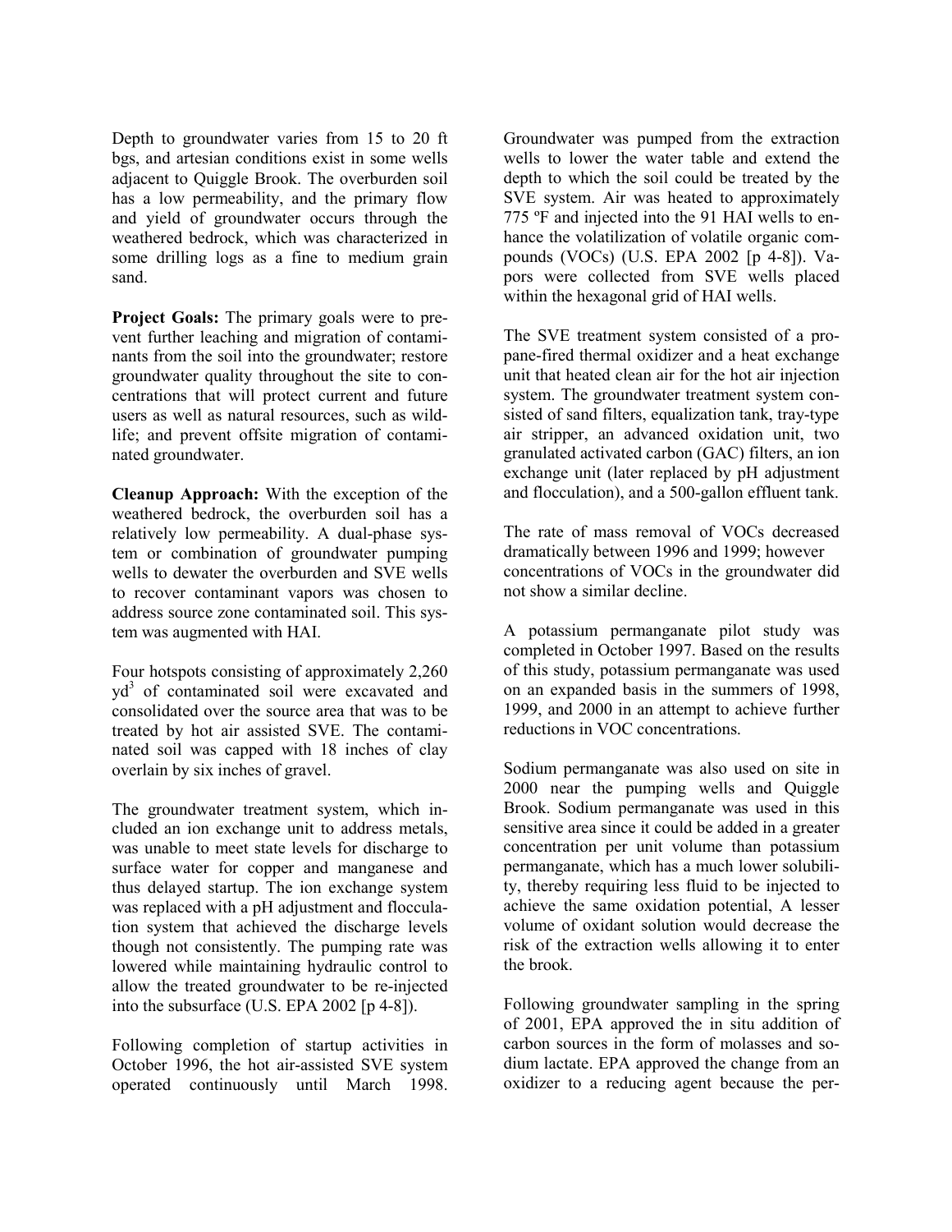Depth to groundwater varies from 15 to 20 ft bgs, and artesian conditions exist in some wells adjacent to Quiggle Brook. The overburden soil has a low permeability, and the primary flow and yield of groundwater occurs through the weathered bedrock, which was characterized in some drilling logs as a fine to medium grain sand.

**Project Goals:** The primary goals were to prevent further leaching and migration of contaminants from the soil into the groundwater; restore groundwater quality throughout the site to concentrations that will protect current and future users as well as natural resources, such as wildlife; and prevent offsite migration of contaminated groundwater.

**Cleanup Approach:** With the exception of the weathered bedrock, the overburden soil has a relatively low permeability. A dual-phase system or combination of groundwater pumping wells to dewater the overburden and SVE wells to recover contaminant vapors was chosen to address source zone contaminated soil. This system was augmented with HAI.

Four hotspots consisting of approximately 2,260 $yd^3$ of contaminated soil were excavated and consolidated over the source area that was to be treated by hot air assisted SVE. The contaminated soil was capped with 18 inches of clay overlain by six inches of gravel.

The groundwater treatment system, which included an ion exchange unit to address metals, was unable to meet state levels for discharge to surface water for copper and manganese and thus delayed startup. The ion exchange system was replaced with a pH adjustment and flocculation system that achieved the discharge levels though not consistently. The pumping rate was lowered while maintaining hydraulic control to allow the treated groundwater to be re-injected into the subsurface (U.S. EPA 2002 [p 4-8]).

Following completion of startup activities in October 1996, the hot air-assisted SVE system operated continuously until March 1998. Groundwater was pumped from the extraction wells to lower the water table and extend the depth to which the soil could be treated by the SVE system. Air was heated to approximately 775 ºF and injected into the 91 HAI wells to enhance the volatilization of volatile organic compounds (VOCs) (U.S. EPA 2002 [p 4-8]). Vapors were collected from SVE wells placed within the hexagonal grid of HAI wells.

The SVE treatment system consisted of a propane-fired thermal oxidizer and a heat exchange unit that heated clean air for the hot air injection system. The groundwater treatment system consisted of sand filters, equalization tank, tray-type air stripper, an advanced oxidation unit, two granulated activated carbon (GAC) filters, an ion exchange unit (later replaced by pH adjustment and flocculation), and a 500-gallon effluent tank.

The rate of mass removal of VOCs decreased dramatically between 1996 and 1999; however concentrations of VOCs in the groundwater did not show a similar decline.

A potassium permanganate pilot study was completed in October 1997. Based on the results of this study, potassium permanganate was used on an expanded basis in the summers of 1998, 1999, and 2000 in an attempt to achieve further reductions in VOC concentrations.

Sodium permanganate was also used on site in 2000 near the pumping wells and Quiggle Brook. Sodium permanganate was used in this sensitive area since it could be added in a greater concentration per unit volume than potassium permanganate, which has a much lower solubility, thereby requiring less fluid to be injected to achieve the same oxidation potential, A lesser volume of oxidant solution would decrease the risk of the extraction wells allowing it to enter the brook.

Following groundwater sampling in the spring of 2001, EPA approved the in situ addition of carbon sources in the form of molasses and sodium lactate. EPA approved the change from an oxidizer to a reducing agent because the per-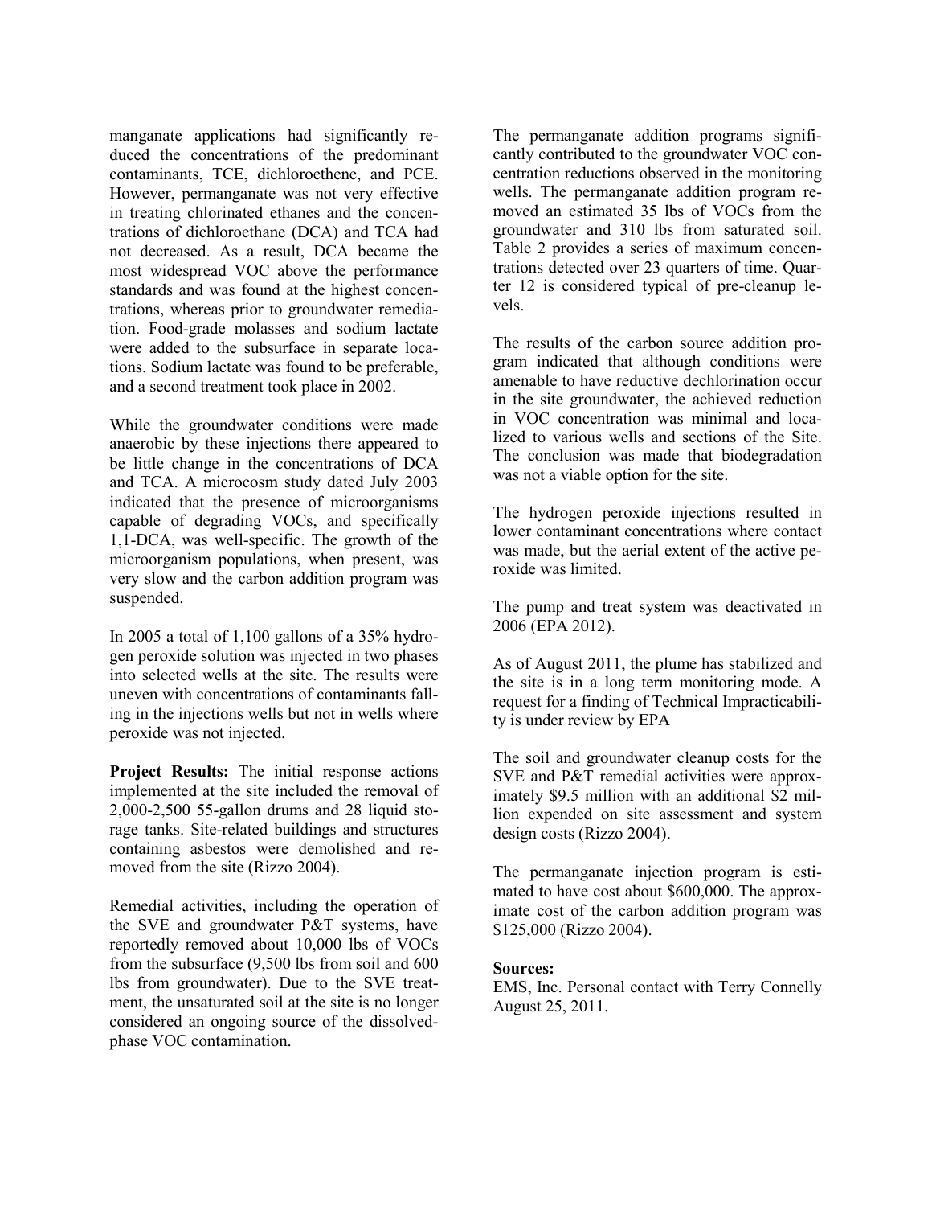manganate applications had significantly reduced the concentrations of the predominant contaminants, TCE, dichloroethene, and PCE. However, permanganate was not very effective in treating chlorinated ethanes and the concentrations of dichloroethane (DCA) and TCA had not decreased. As a result, DCA became the most widespread VOC above the performance standards and was found at the highest concentrations, whereas prior to groundwater remediation. Food-grade molasses and sodium lactate were added to the subsurface in separate locations. Sodium lactate was found to be preferable, and a second treatment took place in 2002.

While the groundwater conditions were made anaerobic by these injections there appeared to be little change in the concentrations of DCA and TCA. A microcosm study dated July 2003 indicated that the presence of microorganisms capable of degrading VOCs, and specifically 1,1-DCA, was well-specific. The growth of the microorganism populations, when present, was very slow and the carbon addition program was suspended.

In 2005 a total of 1,100 gallons of a 35% hydrogen peroxide solution was injected in two phases into selected wells at the site. The results were uneven with concentrations of contaminants falling in the injections wells but not in wells where peroxide was not injected.

**Project Results:** The initial response actions implemented at the site included the removal of 2,000-2,500 55-gallon drums and 28 liquid storage tanks. Site-related buildings and structures containing asbestos were demolished and removed from the site (Rizzo 2004).

Remedial activities, including the operation of the SVE and groundwater P&T systems, have reportedly removed about 10,000 lbs of VOCs from the subsurface (9,500 lbs from soil and 600 lbs from groundwater). Due to the SVE treatment, the unsaturated soil at the site is no longer considered an ongoing source of the dissolved-phase VOC contamination.

The permanganate addition programs significantly contributed to the groundwater VOC concentration reductions observed in the monitoring wells. The permanganate addition program removed an estimated 35 lbs of VOCs from the groundwater and 310 lbs from saturated soil. Table 2 provides a series of maximum concentrations detected over 23 quarters of time. Quarter 12 is considered typical of pre-cleanup levels.

The results of the carbon source addition program indicated that although conditions were amenable to have reductive dechlorination occur in the site groundwater, the achieved reduction in VOC concentration was minimal and localized to various wells and sections of the Site. The conclusion was made that biodegradation was not a viable option for the site.

The hydrogen peroxide injections resulted in lower contaminant concentrations where contact was made, but the aerial extent of the active peroxide was limited.

The pump and treat system was deactivated in 2006 (EPA 2012).

As of August 2011, the plume has stabilized and the site is in a long term monitoring mode. A request for a finding of Technical Impracticability is under review by EPA

The soil and groundwater cleanup costs for the SVE and P&T remedial activities were approximately \$9.5 million with an additional \$2 million expended on site assessment and system design costs (Rizzo 2004).

The permanganate injection program is estimated to have cost about \$600,000. The approximate cost of the carbon addition program was \$125,000 (Rizzo 2004).

**Sources:**
EMS, Inc. Personal contact with Terry Connelly August 25, 2011.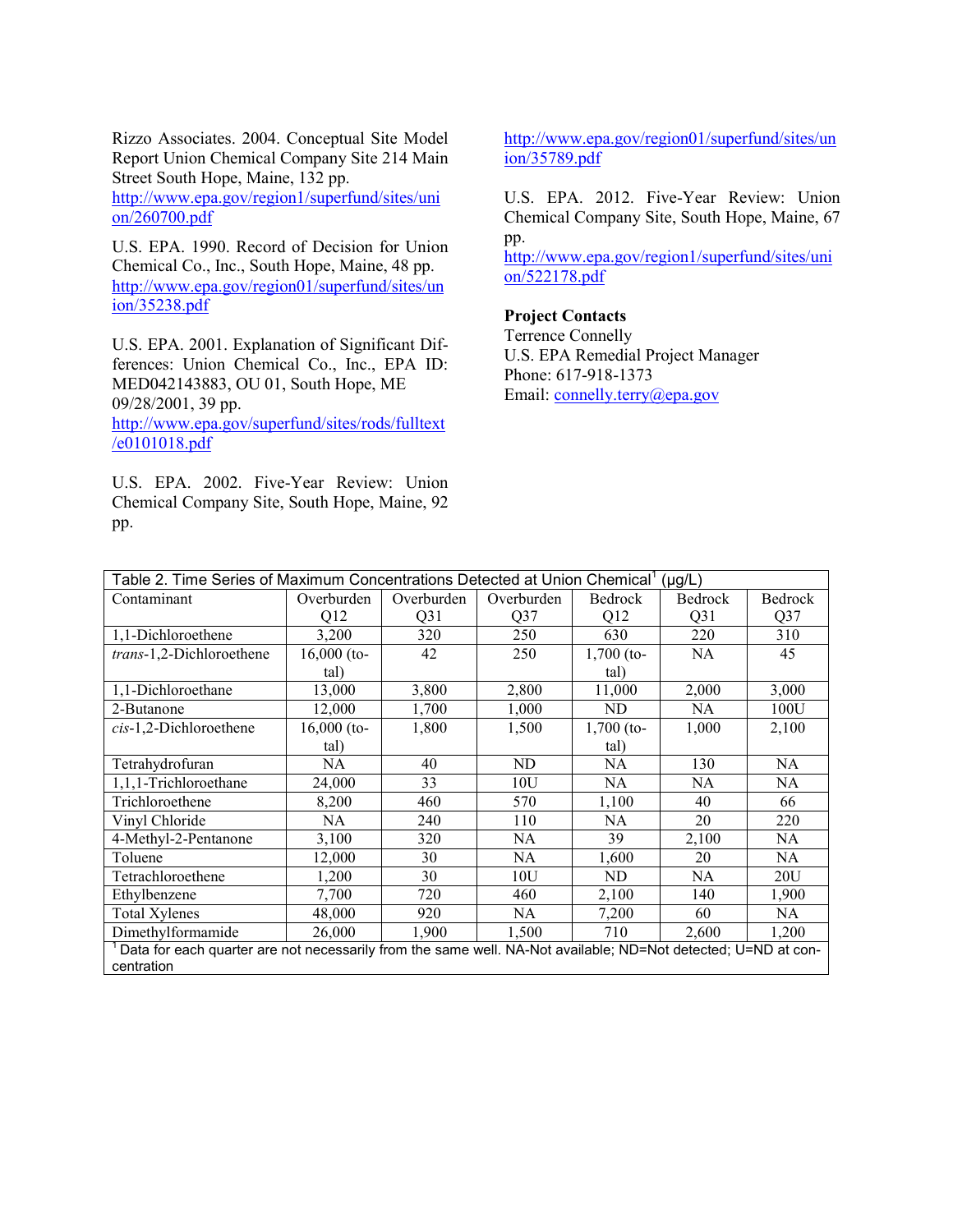Rizzo Associates. 2004. Conceptual Site Model Report Union Chemical Company Site 214 Main Street South Hope, Maine, 132 pp. http://www.epa.gov/region1/superfund/sites/union/260700.pdf

U.S. EPA. 1990. Record of Decision for Union Chemical Co., Inc., South Hope, Maine, 48 pp. http://www.epa.gov/region01/superfund/sites/union/35238.pdf

U.S. EPA. 2001. Explanation of Significant Differences: Union Chemical Co., Inc., EPA ID: MED042143883, OU 01, South Hope, ME 09/28/2001, 39 pp. http://www.epa.gov/superfund/sites/rods/fulltext/e0101018.pdf

U.S. EPA. 2002. Five-Year Review: Union Chemical Company Site, South Hope, Maine, 92 pp. http://www.epa.gov/region01/superfund/sites/union/35789.pdf

U.S. EPA. 2012. Five-Year Review: Union Chemical Company Site, South Hope, Maine, 67 pp. http://www.epa.gov/region1/superfund/sites/union/522178.pdf

**Project Contacts**
Terrence Connelly
U.S. EPA Remedial Project Manager
Phone: 617-918-1373
Email: connelly.terry@epa.gov

Table 2. Time Series of Maximum Concentrations Detected at Union Chemical[1] (µg/L)

| Contaminant | Overburden Q12 | Overburden Q31 | Overburden Q37 | Bedrock Q12 | Bedrock Q31 | Bedrock Q37 |
|---|---|---|---|---|---|---|
| 1,1-Dichloroethene | 3,200 | 320 | 250 | 630 | 220 | 310 |
| *trans*-1,2-Dichloroethene | 16,000 (total) | 42 | 250 | 1,700 (total) | NA | 45 |
| 1,1-Dichloroethane | 13,000 | 3,800 | 2,800 | 11,000 | 2,000 | 3,000 |
| 2-Butanone | 12,000 | 1,700 | 1,000 | ND | NA | 100U |
| *cis*-1,2-Dichloroethene | 16,000 (total) | 1,800 | 1,500 | 1,700 (total) | 1,000 | 2,100 |
| Tetrahydrofuran | NA | 40 | ND | NA | 130 | NA |
| 1,1,1-Trichloroethane | 24,000 | 33 | 10U | NA | NA | NA |
| Trichloroethene | 8,200 | 460 | 570 | 1,100 | 40 | 66 |
| Vinyl Chloride | NA | 240 | 110 | NA | 20 | 220 |
| 4-Methyl-2-Pentanone | 3,100 | 320 | NA | 39 | 2,100 | NA |
| Toluene | 12,000 | 30 | NA | 1,600 | 20 | NA |
| Tetrachloroethene | 1,200 | 30 | 10U | ND | NA | 20U |
| Ethylbenzene | 7,700 | 720 | 460 | 2,100 | 140 | 1,900 |
| Total Xylenes | 48,000 | 920 | NA | 7,200 | 60 | NA |
| Dimethylformamide | 26,000 | 1,900 | 1,500 | 710 | 2,600 | 1,200 |

[1] Data for each quarter are not necessarily from the same well. NA-Not available; ND=Not detected; U=ND at concentration